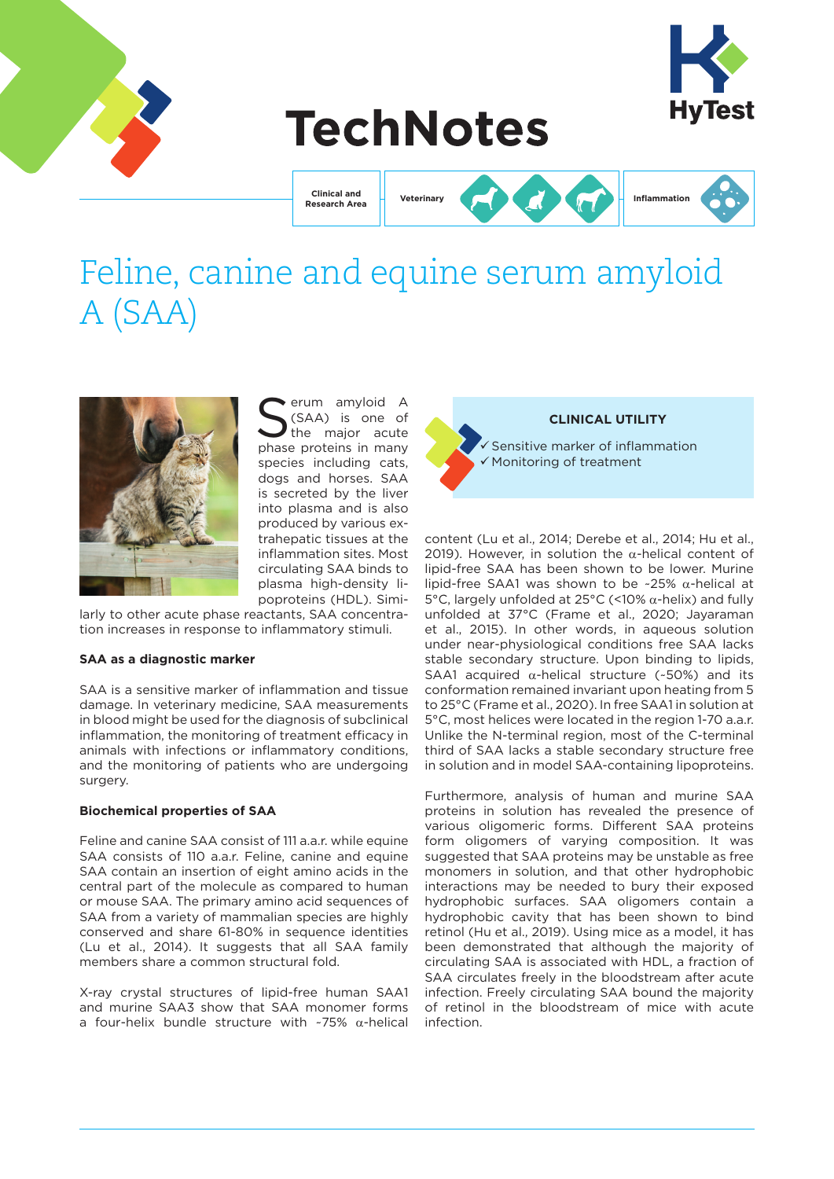# TechNotes

Clinical and Research Area | Veterinary | Inflammation

# Feline, canine and equine serum amyloid A (SAA)

Serum amyloid A (SAA) is one of the major acute phase proteins in many species including cats, dogs and horses. SAA is secreted by the liver into plasma and is also produced by various extrahepatic tissues at the inflammation sites. Most circulating SAA binds to plasma high-density lipoproteins (HDL). Similarly to other acute phase reactants, SAA concentration increases in response to inflammatory stimuli.

**CLINICAL UTILITY**

- ✓ Sensitive marker of inflammation
- ✓ Monitoring of treatment

### SAA as a diagnostic marker

SAA is a sensitive marker of inflammation and tissue damage. In veterinary medicine, SAA measurements in blood might be used for the diagnosis of subclinical inflammation, the monitoring of treatment efficacy in animals with infections or inflammatory conditions, and the monitoring of patients who are undergoing surgery.

### Biochemical properties of SAA

Feline and canine SAA consist of 111 a.a.r. while equine SAA consists of 110 a.a.r. Feline, canine and equine SAA contain an insertion of eight amino acids in the central part of the molecule as compared to human or mouse SAA. The primary amino acid sequences of SAA from a variety of mammalian species are highly conserved and share 61-80% in sequence identities (Lu et al., 2014). It suggests that all SAA family members share a common structural fold.

X-ray crystal structures of lipid-free human SAA1 and murine SAA3 show that SAA monomer forms a four-helix bundle structure with ~75% α-helical content (Lu et al., 2014; Derebe et al., 2014; Hu et al., 2019). However, in solution the α-helical content of lipid-free SAA has been shown to be lower. Murine lipid-free SAA1 was shown to be ~25% α-helical at 5°C, largely unfolded at 25°C (<10% α-helix) and fully unfolded at 37°C (Frame et al., 2020; Jayaraman et al., 2015). In other words, in aqueous solution under near-physiological conditions free SAA lacks stable secondary structure. Upon binding to lipids, SAA1 acquired α-helical structure (~50%) and its conformation remained invariant upon heating from 5 to 25°C (Frame et al., 2020). In free SAA1 in solution at 5°C, most helices were located in the region 1-70 a.a.r. Unlike the N-terminal region, most of the C-terminal third of SAA lacks a stable secondary structure free in solution and in model SAA-containing lipoproteins.

Furthermore, analysis of human and murine SAA proteins in solution has revealed the presence of various oligomeric forms. Different SAA proteins form oligomers of varying composition. It was suggested that SAA proteins may be unstable as free monomers in solution, and that other hydrophobic interactions may be needed to bury their exposed hydrophobic surfaces. SAA oligomers contain a hydrophobic cavity that has been shown to bind retinol (Hu et al., 2019). Using mice as a model, it has been demonstrated that although the majority of circulating SAA is associated with HDL, a fraction of SAA circulates freely in the bloodstream after acute infection. Freely circulating SAA bound the majority of retinol in the bloodstream of mice with acute infection.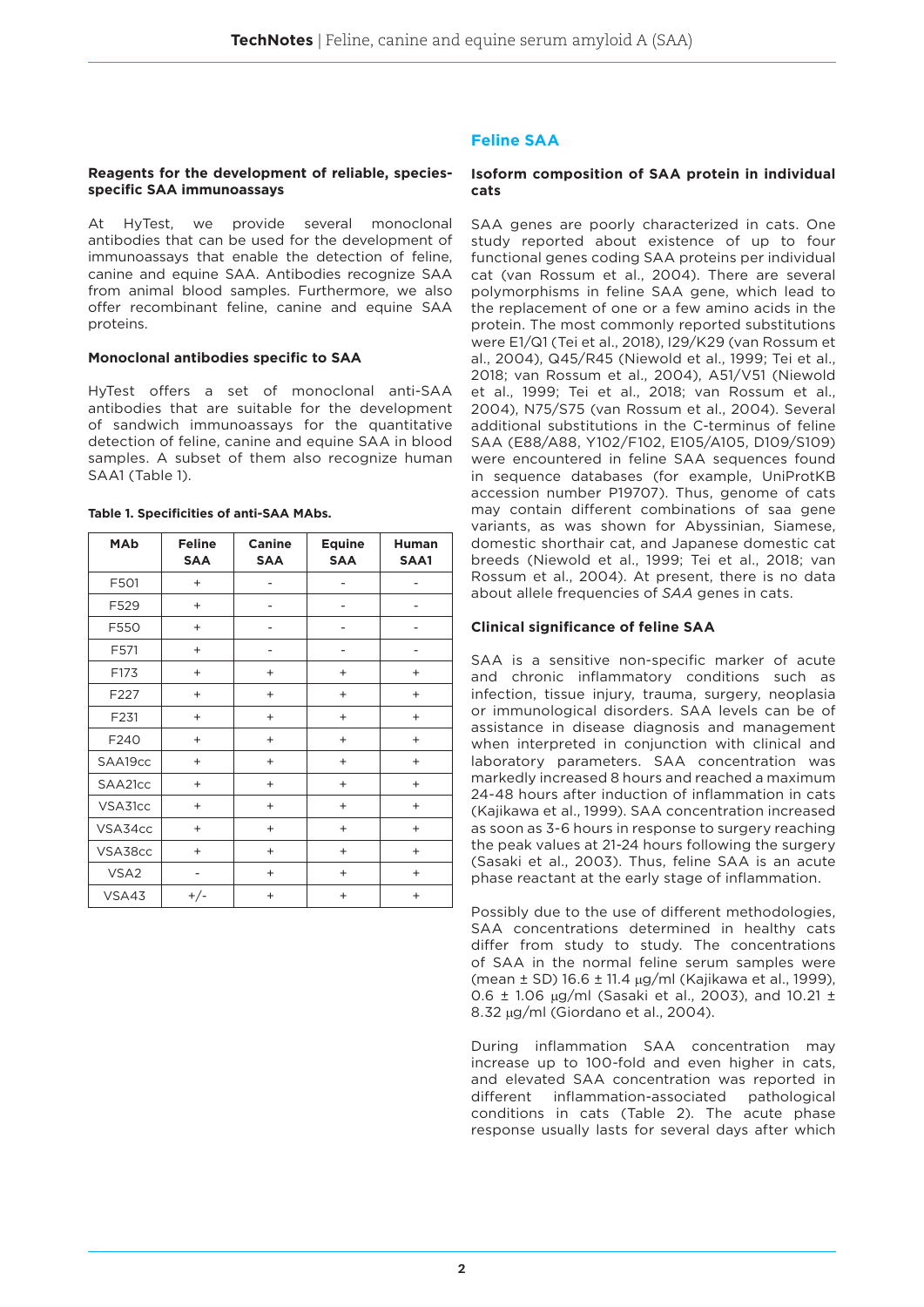### Reagents for the development of reliable, species-specific SAA immunoassays

At HyTest, we provide several monoclonal antibodies that can be used for the development of immunoassays that enable the detection of feline, canine and equine SAA. Antibodies recognize SAA from animal blood samples. Furthermore, we also offer recombinant feline, canine and equine SAA proteins.

### Monoclonal antibodies specific to SAA

HyTest offers a set of monoclonal anti-SAA antibodies that are suitable for the development of sandwich immunoassays for the quantitative detection of feline, canine and equine SAA in blood samples. A subset of them also recognize human SAA1 (Table 1).

**Table 1. Specificities of anti-SAA MAbs.**

| MAb | Feline SAA | Canine SAA | Equine SAA | Human SAA1 |
|---|---|---|---|---|
| F501 | + | - | - | - |
| F529 | + | - | - | - |
| F550 | + | - | - | - |
| F571 | + | - | - | - |
| F173 | + | + | + | + |
| F227 | + | + | + | + |
| F231 | + | + | + | + |
| F240 | + | + | + | + |
| SAA19cc | + | + | + | + |
| SAA21cc | + | + | + | + |
| VSA31cc | + | + | + | + |
| VSA34cc | + | + | + | + |
| VSA38cc | + | + | + | + |
| VSA2 | - | + | + | + |
| VSA43 | +/- | + | + | + |

## Feline SAA

### Isoform composition of SAA protein in individual cats

SAA genes are poorly characterized in cats. One study reported about existence of up to four functional genes coding SAA proteins per individual cat (van Rossum et al., 2004). There are several polymorphisms in feline SAA gene, which lead to the replacement of one or a few amino acids in the protein. The most commonly reported substitutions were E1/Q1 (Tei et al., 2018), I29/K29 (van Rossum et al., 2004), Q45/R45 (Niewold et al., 1999; Tei et al., 2018; van Rossum et al., 2004), A51/V51 (Niewold et al., 1999; Tei et al., 2018; van Rossum et al., 2004), N75/S75 (van Rossum et al., 2004). Several additional substitutions in the C-terminus of feline SAA (E88/A88, Y102/F102, E105/A105, D109/S109) were encountered in feline SAA sequences found in sequence databases (for example, UniProtKB accession number P19707). Thus, genome of cats may contain different combinations of saa gene variants, as was shown for Abyssinian, Siamese, domestic shorthair cat, and Japanese domestic cat breeds (Niewold et al., 1999; Tei et al., 2018; van Rossum et al., 2004). At present, there is no data about allele frequencies of *SAA* genes in cats.

### Clinical significance of feline SAA

SAA is a sensitive non-specific marker of acute and chronic inflammatory conditions such as infection, tissue injury, trauma, surgery, neoplasia or immunological disorders. SAA levels can be of assistance in disease diagnosis and management when interpreted in conjunction with clinical and laboratory parameters. SAA concentration was markedly increased 8 hours and reached a maximum 24-48 hours after induction of inflammation in cats (Kajikawa et al., 1999). SAA concentration increased as soon as 3-6 hours in response to surgery reaching the peak values at 21-24 hours following the surgery (Sasaki et al., 2003). Thus, feline SAA is an acute phase reactant at the early stage of inflammation.

Possibly due to the use of different methodologies, SAA concentrations determined in healthy cats differ from study to study. The concentrations of SAA in the normal feline serum samples were (mean ± SD) 16.6 ± 11.4 μg/ml (Kajikawa et al., 1999), 0.6 ± 1.06 μg/ml (Sasaki et al., 2003), and 10.21 ± 8.32 μg/ml (Giordano et al., 2004).

During inflammation SAA concentration may increase up to 100-fold and even higher in cats, and elevated SAA concentration was reported in different inflammation-associated pathological conditions in cats (Table 2). The acute phase response usually lasts for several days after which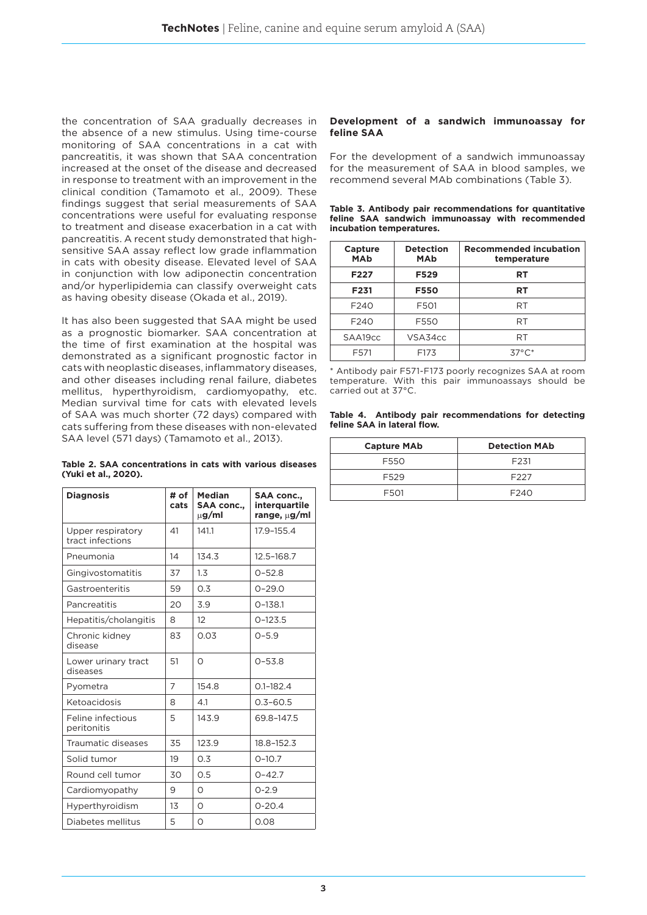the concentration of SAA gradually decreases in the absence of a new stimulus. Using time-course monitoring of SAA concentrations in a cat with pancreatitis, it was shown that SAA concentration increased at the onset of the disease and decreased in response to treatment with an improvement in the clinical condition (Tamamoto et al., 2009). These findings suggest that serial measurements of SAA concentrations were useful for evaluating response to treatment and disease exacerbation in a cat with pancreatitis. A recent study demonstrated that high-sensitive SAA assay reflect low grade inflammation in cats with obesity disease. Elevated level of SAA in conjunction with low adiponectin concentration and/or hyperlipidemia can classify overweight cats as having obesity disease (Okada et al., 2019).

It has also been suggested that SAA might be used as a prognostic biomarker. SAA concentration at the time of first examination at the hospital was demonstrated as a significant prognostic factor in cats with neoplastic diseases, inflammatory diseases, and other diseases including renal failure, diabetes mellitus, hyperthyroidism, cardiomyopathy, etc. Median survival time for cats with elevated levels of SAA was much shorter (72 days) compared with cats suffering from these diseases with non-elevated SAA level (571 days) (Tamamoto et al., 2013).

**Table 2. SAA concentrations in cats with various diseases (Yuki et al., 2020).**

| Diagnosis | # of cats | Median SAA conc., μg/ml | SAA conc., interquartile range, μg/ml |
|---|---|---|---|
| Upper respiratory tract infections | 41 | 141.1 | 17.9–155.4 |
| Pneumonia | 14 | 134.3 | 12.5–168.7 |
| Gingivostomatitis | 37 | 1.3 | 0–52.8 |
| Gastroenteritis | 59 | 0.3 | 0–29.0 |
| Pancreatitis | 20 | 3.9 | 0–138.1 |
| Hepatitis/cholangitis | 8 | 12 | 0–123.5 |
| Chronic kidney disease | 83 | 0.03 | 0–5.9 |
| Lower urinary tract diseases | 51 | 0 | 0–53.8 |
| Pyometra | 7 | 154.8 | 0.1–182.4 |
| Ketoacidosis | 8 | 4.1 | 0.3–60.5 |
| Feline infectious peritonitis | 5 | 143.9 | 69.8–147.5 |
| Traumatic diseases | 35 | 123.9 | 18.8–152.3 |
| Solid tumor | 19 | 0.3 | 0–10.7 |
| Round cell tumor | 30 | 0.5 | 0–42.7 |
| Cardiomyopathy | 9 | 0 | 0-2.9 |
| Hyperthyroidism | 13 | 0 | 0-20.4 |
| Diabetes mellitus | 5 | 0 | 0.08 |

### Development of a sandwich immunoassay for feline SAA

For the development of a sandwich immunoassay for the measurement of SAA in blood samples, we recommend several MAb combinations (Table 3).

**Table 3. Antibody pair recommendations for quantitative feline SAA sandwich immunoassay with recommended incubation temperatures.**

| Capture MAb | Detection MAb | Recommended incubation temperature |
|---|---|---|
| **F227** | **F529** | **RT** |
| **F231** | **F550** | **RT** |
| F240 | F501 | RT |
| F240 | F550 | RT |
| SAA19cc | VSA34cc | RT |
| F571 | F173 | 37°C* |

\* Antibody pair F571-F173 poorly recognizes SAA at room temperature. With this pair immunoassays should be carried out at 37°C.

**Table 4. Antibody pair recommendations for detecting feline SAA in lateral flow.**

| Capture MAb | Detection MAb |
|---|---|
| F550 | F231 |
| F529 | F227 |
| F501 | F240 |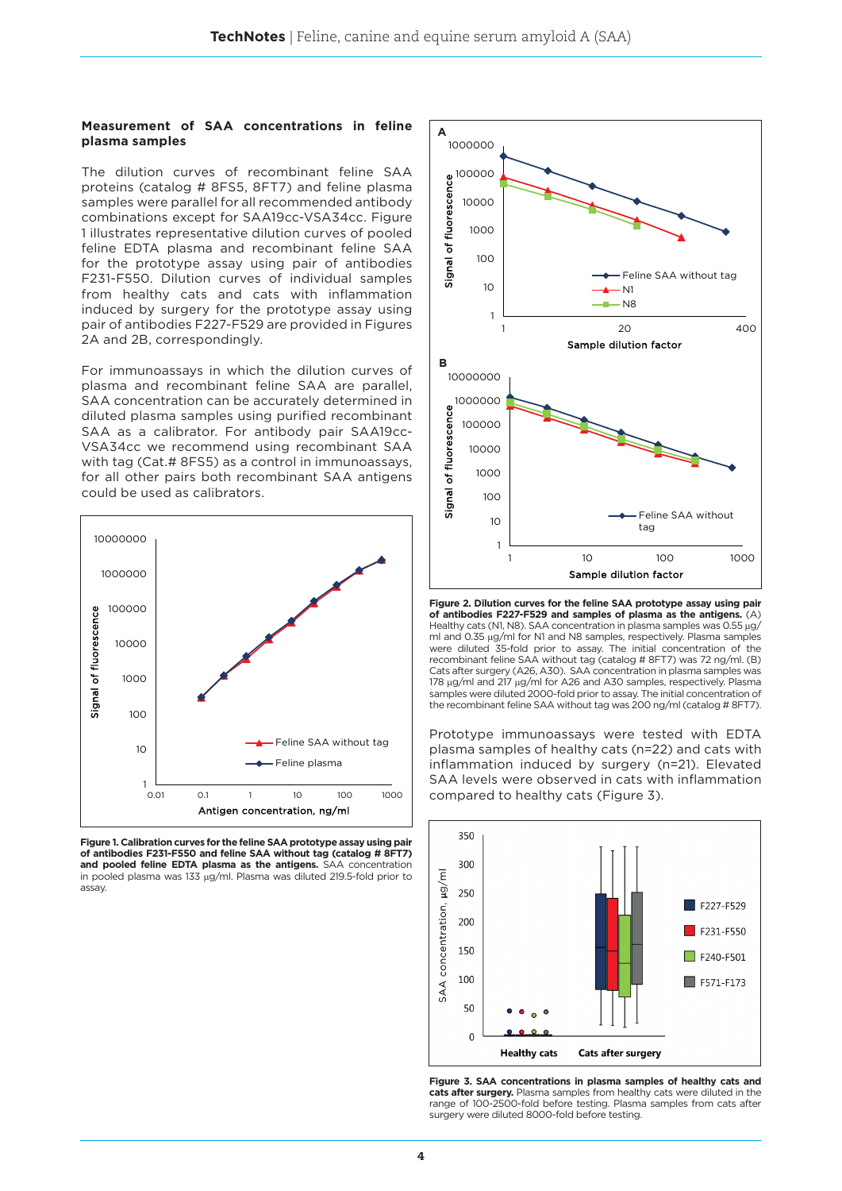### Measurement of SAA concentrations in feline plasma samples

The dilution curves of recombinant feline SAA proteins (catalog # 8FS5, 8FT7) and feline plasma samples were parallel for all recommended antibody combinations except for SAA19cc-VSA34cc. Figure 1 illustrates representative dilution curves of pooled feline EDTA plasma and recombinant feline SAA for the prototype assay using pair of antibodies F231-F550. Dilution curves of individual samples from healthy cats and cats with inflammation induced by surgery for the prototype assay using pair of antibodies F227-F529 are provided in Figures 2A and 2B, correspondingly.

For immunoassays in which the dilution curves of plasma and recombinant feline SAA are parallel, SAA concentration can be accurately determined in diluted plasma samples using purified recombinant SAA as a calibrator. For antibody pair SAA19cc-VSA34cc we recommend using recombinant SAA with tag (Cat.# 8FS5) as a control in immunoassays, for all other pairs both recombinant SAA antigens could be used as calibrators.

**Figure 1. Calibration curves for the feline SAA prototype assay using pair of antibodies F231-F550 and feline SAA without tag (catalog # 8FT7) and pooled feline EDTA plasma as the antigens.** SAA concentration in pooled plasma was 133 µg/ml. Plasma was diluted 219.5-fold prior to assay.

**Figure 2. Dilution curves for the feline SAA prototype assay using pair of antibodies F227-F529 and samples of plasma as the antigens.** (A) Healthy cats (N1, N8). SAA concentration in plasma samples was 0.55 µg/ml and 0.35 µg/ml for N1 and N8 samples, respectively. Plasma samples were diluted 35-fold prior to assay. The initial concentration of the recombinant feline SAA without tag (catalog # 8FT7) was 72 ng/ml. (B) Cats after surgery (A26, A30). SAA concentration in plasma samples was 178 µg/ml and 217 µg/ml for A26 and A30 samples, respectively. Plasma samples were diluted 2000-fold prior to assay. The initial concentration of the recombinant feline SAA without tag was 200 ng/ml (catalog # 8FT7).

Prototype immunoassays were tested with EDTA plasma samples of healthy cats (n=22) and cats with inflammation induced by surgery (n=21). Elevated SAA levels were observed in cats with inflammation compared to healthy cats (Figure 3).

**Figure 3. SAA concentrations in plasma samples of healthy cats and cats after surgery.** Plasma samples from healthy cats were diluted in the range of 100-2500-fold before testing. Plasma samples from cats after surgery were diluted 8000-fold before testing.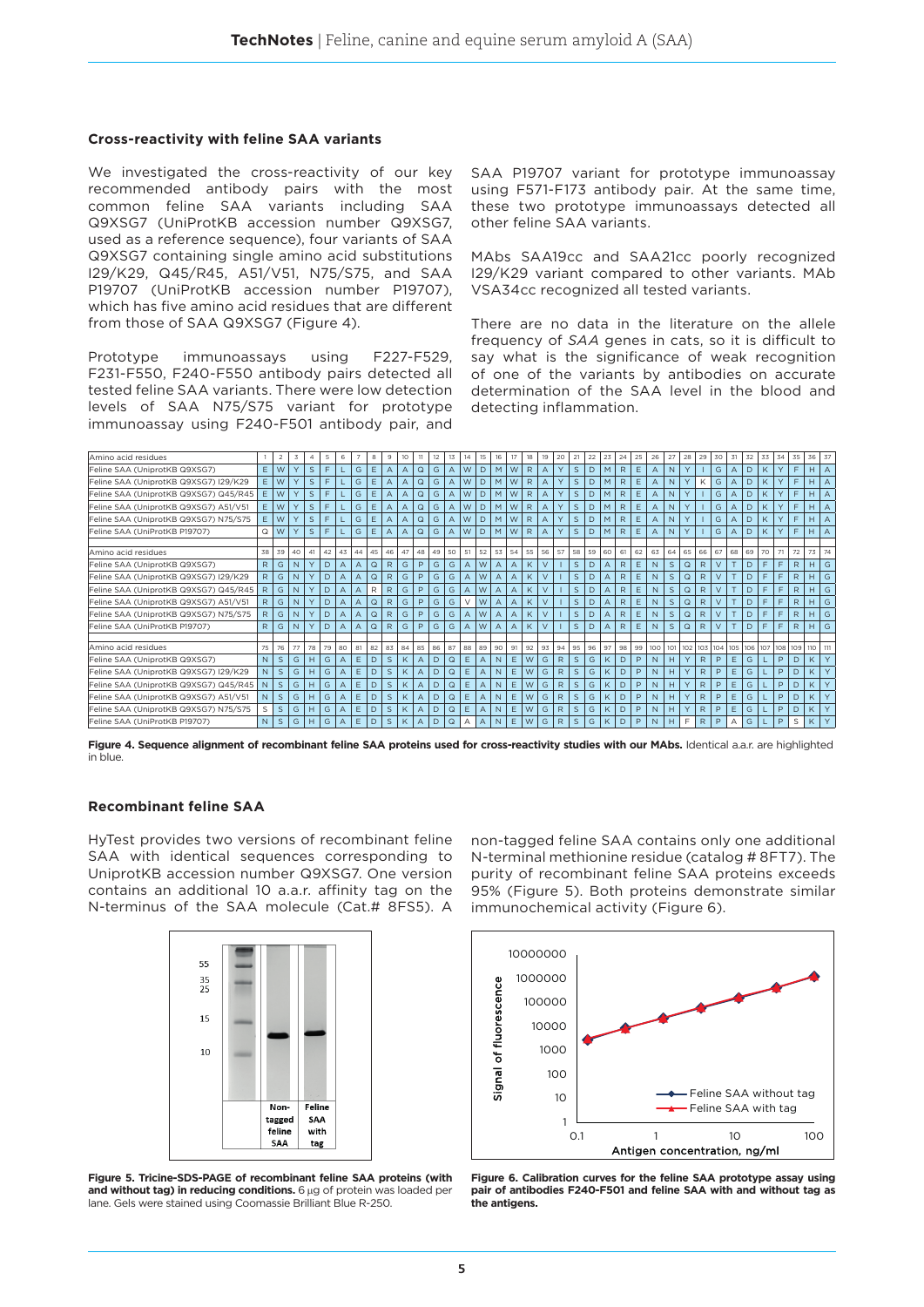### Cross-reactivity with feline SAA variants

We investigated the cross-reactivity of our key recommended antibody pairs with the most common feline SAA variants including SAA Q9XSG7 (UniProtKB accession number Q9XSG7, used as a reference sequence), four variants of SAA Q9XSG7 containing single amino acid substitutions I29/K29, Q45/R45, A51/V51, N75/S75, and SAA P19707 (UniProtKB accession number P19707), which has five amino acid residues that are different from those of SAA Q9XSG7 (Figure 4).

Prototype immunoassays using F227-F529, F231-F550, F240-F550 antibody pairs detected all tested feline SAA variants. There were low detection levels of SAA N75/S75 variant for prototype immunoassay using F240-F501 antibody pair, and SAA P19707 variant for prototype immunoassay using F571-F173 antibody pair. At the same time, these two prototype immunoassays detected all other feline SAA variants.

MAbs SAA19cc and SAA21cc poorly recognized I29/K29 variant compared to other variants. MAb VSA34cc recognized all tested variants.

There are no data in the literature on the allele frequency of *SAA* genes in cats, so it is difficult to say what is the significance of weak recognition of one of the variants by antibodies on accurate determination of the SAA level in the blood and detecting inflammation.

| Amino acid residues | 1 | 2 | 3 | 4 | 5 | 6 | 7 | 8 | 9 | 10 | 11 | 12 | 13 | 14 | 15 | 16 | 17 | 18 | 19 | 20 | 21 | 22 | 23 | 24 | 25 | 26 | 27 | 28 | 29 | 30 | 31 | 32 | 33 | 34 | 35 | 36 | 37 |
|---|---|---|---|---|---|---|---|---|---|---|---|---|---|---|---|---|---|---|---|---|---|---|---|---|---|---|---|---|---|---|---|---|---|---|---|---|---|
| Feline SAA (UniprotKB Q9XSG7) | E | W | Y | S | F | L | G | E | A | A | Q | G | A | W | D | M | W | R | A | Y | S | D | M | R | E | A | N | Y | I | G | A | D | K | Y | F | H | A |
| Feline SAA (UniprotKB Q9XSG7) I29/K29 | E | W | Y | S | F | L | G | E | A | A | Q | G | A | W | D | M | W | R | A | Y | S | D | M | R | E | A | N | Y | K | G | A | D | K | Y | F | H | A |
| Feline SAA (UniprotKB Q9XSG7) Q45/R45 | E | W | Y | S | F | L | G | E | A | A | Q | G | A | W | D | M | W | R | A | Y | S | D | M | R | E | A | N | Y | I | G | A | D | K | Y | F | H | A |
| Feline SAA (UniprotKB Q9XSG7) A51/V51 | E | W | Y | S | F | L | G | E | A | A | Q | G | A | W | D | M | W | R | A | Y | S | D | M | R | E | A | N | Y | I | G | A | D | K | Y | F | H | A |
| Feline SAA (UniprotKB Q9XSG7) N75/S75 | E | W | Y | S | F | L | G | E | A | A | Q | G | A | W | D | M | W | R | A | Y | S | D | M | R | E | A | N | Y | I | G | A | D | K | Y | F | H | A |
| Feline SAA (UniProtKB P19707) | Q | W | Y | S | F | L | G | E | A | A | Q | G | A | W | D | M | W | R | A | Y | S | D | M | R | E | A | N | Y | I | G | A | D | K | Y | F | H | A |

| Amino acid residues | 38 | 39 | 40 | 41 | 42 | 43 | 44 | 45 | 46 | 47 | 48 | 49 | 50 | 51 | 52 | 53 | 54 | 55 | 56 | 57 | 58 | 59 | 60 | 61 | 62 | 63 | 64 | 65 | 66 | 67 | 68 | 69 | 70 | 71 | 72 | 73 | 74 |
|---|---|---|---|---|---|---|---|---|---|---|---|---|---|---|---|---|---|---|---|---|---|---|---|---|---|---|---|---|---|---|---|---|---|---|---|---|---|
| Feline SAA (UniprotKB Q9XSG7) | R | G | N | Y | D | A | A | Q | R | G | P | G | G | A | W | A | A | K | V | I | S | D | A | R | E | N | S | Q | R | V | T | D | F | F | R | H | G |
| Feline SAA (UniprotKB Q9XSG7) I29/K29 | R | G | N | Y | D | A | A | Q | R | G | P | G | G | A | W | A | A | K | V | I | S | D | A | R | E | N | S | Q | R | V | T | D | F | F | R | H | G |
| Feline SAA (UniprotKB Q9XSG7) Q45/R45 | R | G | N | Y | D | A | A | R | R | G | P | G | G | A | W | A | A | K | V | I | S | D | A | R | E | N | S | Q | R | V | T | D | F | F | R | H | G |
| Feline SAA (UniprotKB Q9XSG7) A51/V51 | R | G | N | Y | D | A | A | Q | R | G | P | G | G | V | W | A | A | K | V | I | S | D | A | R | E | N | S | Q | R | V | T | D | F | F | R | H | G |
| Feline SAA (UniprotKB Q9XSG7) N75/S75 | R | G | N | Y | D | A | A | Q | R | G | P | G | G | A | W | A | A | K | V | I | S | D | A | R | E | N | S | Q | R | V | T | D | F | F | R | H | G |
| Feline SAA (UniProtKB P19707) | R | G | N | Y | D | A | A | Q | R | G | P | G | G | A | W | A | A | K | V | I | S | D | A | R | E | N | S | Q | R | V | T | D | F | F | R | H | G |

| Amino acid residues | 75 | 76 | 77 | 78 | 79 | 80 | 81 | 82 | 83 | 84 | 85 | 86 | 87 | 88 | 89 | 90 | 91 | 92 | 93 | 94 | 95 | 96 | 97 | 98 | 99 | 100 | 101 | 102 | 103 | 104 | 105 | 106 | 107 | 108 | 109 | 110 | 111 |
|---|---|---|---|---|---|---|---|---|---|---|---|---|---|---|---|---|---|---|---|---|---|---|---|---|---|---|---|---|---|---|---|---|---|---|---|---|---|
| Feline SAA (UniprotKB Q9XSG7) | N | S | G | H | G | A | E | D | S | K | A | D | Q | E | A | N | E | W | G | R | S | G | K | D | P | N | H | Y | R | P | E | G | L | P | D | K | Y |
| Feline SAA (UniprotKB Q9XSG7) I29/K29 | N | S | G | H | G | A | E | D | S | K | A | D | Q | E | A | N | E | W | G | R | S | G | K | D | P | N | H | Y | R | P | E | G | L | P | D | K | Y |
| Feline SAA (UniprotKB Q9XSG7) Q45/R45 | N | S | G | H | G | A | E | D | S | K | A | D | Q | E | A | N | E | W | G | R | S | G | K | D | P | N | H | Y | R | P | E | G | L | P | D | K | Y |
| Feline SAA (UniprotKB Q9XSG7) A51/V51 | N | S | G | H | G | A | E | D | S | K | A | D | Q | E | A | N | E | W | G | R | S | G | K | D | P | N | H | Y | R | P | E | G | L | P | D | K | Y |
| Feline SAA (UniprotKB Q9XSG7) N75/S75 | S | S | G | H | G | A | E | D | S | K | A | D | Q | E | A | N | E | W | G | R | S | G | K | D | P | N | H | Y | R | P | E | G | L | P | D | K | Y |
| Feline SAA (UniProtKB P19707) | N | S | G | H | G | A | E | D | S | K | A | D | Q | A | A | N | E | W | G | R | S | G | K | D | P | N | H | F | R | P | A | G | L | P | S | K | Y |

**Figure 4. Sequence alignment of recombinant feline SAA proteins used for cross-reactivity studies with our MAbs.** Identical a.a.r. are highlighted in blue.

### Recombinant feline SAA

HyTest provides two versions of recombinant feline SAA with identical sequences corresponding to UniprotKB accession number Q9XSG7. One version contains an additional 10 a.a.r. affinity tag on the N-terminus of the SAA molecule (Cat.# 8FS5). A non-tagged feline SAA contains only one additional N-terminal methionine residue (catalog # 8FT7). The purity of recombinant feline SAA proteins exceeds 95% (Figure 5). Both proteins demonstrate similar immunochemical activity (Figure 6).

**Figure 5. Tricine-SDS-PAGE of recombinant feline SAA proteins (with and without tag) in reducing conditions.** 6 µg of protein was loaded per lane. Gels were stained using Coomassie Brilliant Blue R-250.

**Figure 6. Calibration curves for the feline SAA prototype assay using pair of antibodies F240-F501 and feline SAA with and without tag as the antigens.**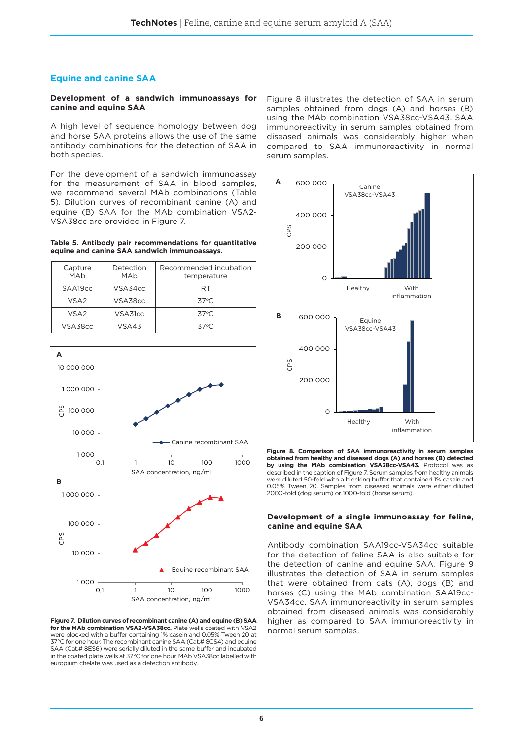## Equine and canine SAA

### Development of a sandwich immunoassays for canine and equine SAA

A high level of sequence homology between dog and horse SAA proteins allows the use of the same antibody combinations for the detection of SAA in both species.

For the development of a sandwich immunoassay for the measurement of SAA in blood samples, we recommend several MAb combinations (Table 5). Dilution curves of recombinant canine (A) and equine (B) SAA for the MAb combination VSA2-VSA38cc are provided in Figure 7.

**Table 5. Antibody pair recommendations for quantitative equine and canine SAA sandwich immunoassays.**

| Capture MAb | Detection MAb | Recommended incubation temperature |
|---|---|---|
| SAA19cc | VSA34cc | RT |
| VSA2 | VSA38cc | 37°C |
| VSA2 | VSA31cc | 37°C |
| VSA38cc | VSA43 | 37°C |

**Figure 7. Dilution curves of recombinant canine (A) and equine (B) SAA for the MAb combination VSA2-VSA38cc.** Plate wells coated with VSA2 were blocked with a buffer containing 1% casein and 0.05% Tween 20 at 37°C for one hour. The recombinant canine SAA (Cat.# 8CS4) and equine SAA (Cat.# 8ES6) were serially diluted in the same buffer and incubated in the coated plate wells at 37°C for one hour. MAb VSA38cc labelled with europium chelate was used as a detection antibody.

Figure 8 illustrates the detection of SAA in serum samples obtained from dogs (A) and horses (B) using the MAb combination VSA38cc-VSA43. SAA immunoreactivity in serum samples obtained from diseased animals was considerably higher when compared to SAA immunoreactivity in normal serum samples.

**Figure 8. Comparison of SAA immunoreactivity in serum samples obtained from healthy and diseased dogs (A) and horses (B) detected by using the MAb combination VSA38cc-VSA43.** Protocol was as described in the caption of Figure 7. Serum samples from healthy animals were diluted 50-fold with a blocking buffer that contained 1% casein and 0.05% Tween 20. Samples from diseased animals were either diluted 2000-fold (dog serum) or 1000-fold (horse serum).

### Development of a single immunoassay for feline, canine and equine SAA

Antibody combination SAA19cc-VSA34cc suitable for the detection of feline SAA is also suitable for the detection of canine and equine SAA. Figure 9 illustrates the detection of SAA in serum samples that were obtained from cats (A), dogs (B) and horses (C) using the MAb combination SAA19cc-VSA34cc. SAA immunoreactivity in serum samples obtained from diseased animals was considerably higher as compared to SAA immunoreactivity in normal serum samples.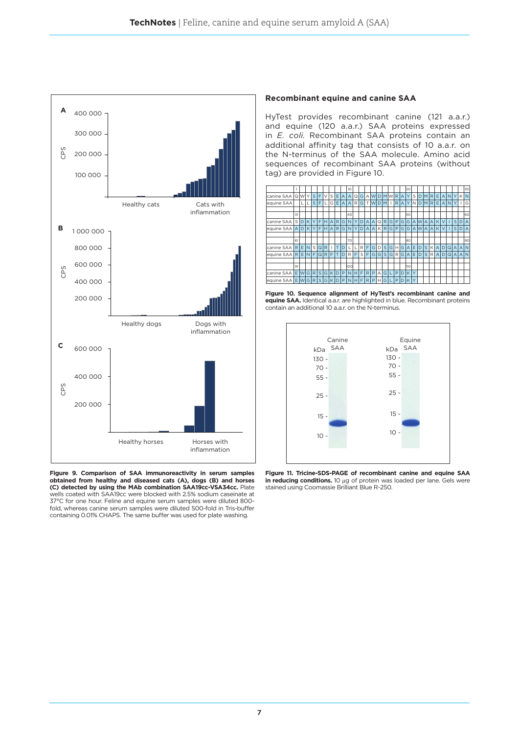<!-- Figure 9: bar charts of CPS in healthy vs. inflamed cats (A), dogs (B) and horses (C) -->

**Figure 9. Comparison of SAA immunoreactivity in serum samples obtained from healthy and diseased cats (A), dogs (B) and horses (C) detected by using the MAb combination SAA19cc-VSA34cc.** Plate wells coated with SAA19cc were blocked with 2.5% sodium caseinate at 37°C for one hour. Feline and equine serum samples were diluted 800-fold, whereas canine serum samples were diluted 500-fold in Tris-buffer containing 0.01% CHAPS. The same buffer was used for plate washing.

## Recombinant equine and canine SAA

HyTest provides recombinant canine (121 a.a.r.) and equine (120 a.a.r.) SAA proteins expressed in *E. coli*. Recombinant SAA proteins contain an additional affinity tag that consists of 10 a.a.r. on the N-terminus of the SAA molecule. Amino acid sequences of recombinant SAA proteins (without tag) are provided in Figure 10.

| | 1 | | | | | | | | | 10 | | | | | | | | | | 20 | | | | | | | | | | 30 |
|---|---|---|---|---|---|---|---|---|---|---|---|---|---|---|---|---|---|---|---|---|---|---|---|---|---|---|---|---|---|---|
| canine SAA | Q | W | Y | S | F | V | S | E | A | A | Q | G | A | W | D | M | W | R | A | Y | S | D | M | R | E | A | N | Y | K | N |
| equine SAA | | L | L | S | F | L | G | E | A | A | R | G | T | W | D | M | I | R | A | Y | N | D | M | R | E | A | N | Y | I | G |
| | 31 | | | | | | | | | 40 | | | | | | | | | | 50 | | | | | | | | | | 60 |
| canine SAA | S | D | K | Y | F | H | A | R | G | N | Y | D | A | A | Q | R | G | P | G | G | A | W | A | A | K | V | I | S | D | A |
| equine SAA | A | D | K | Y | F | H | A | R | G | N | Y | D | A | A | K | R | G | P | G | G | A | W | A | A | K | V | I | S | D | A |
| | 61 | | | | | | | | | 70 | | | | | | | | | | 80 | | | | | | | | | | 90 |
| canine SAA | R | E | N | S | Q | R | I | T | D | L | L | R | F | G | D | S | G | H | G | A | E | D | S | K | A | D | Q | A | A | N |
| equine SAA | R | E | N | F | Q | R | F | T | D | R | F | S | F | G | G | S | G | R | G | A | E | D | S | R | A | D | Q | A | A | N |
| | 91 | | | | | | | | | 100 | | | | | | | | | | 110 | | | | | | | | | | |
| canine SAA | E | W | G | R | S | G | K | D | P | N | H | F | R | P | A | G | L | P | D | K | Y | | | | | | | | | |
| equine SAA | E | W | G | R | S | G | K | D | P | N | H | F | R | P | H | G | L | P | D | K | Y | | | | | | | | | |

**Figure 10. Sequence alignment of HyTest's recombinant canine and equine SAA.** Identical a.a.r. are highlighted in blue. Recombinant proteins contain an additional 10 a.a.r. on the N-terminus.

<!-- Figure 11: Tricine-SDS-PAGE gels of recombinant canine and equine SAA -->

**Figure 11. Tricine-SDS-PAGE of recombinant canine and equine SAA in reducing conditions.** 10 µg of protein was loaded per lane. Gels were stained using Coomassie Brilliant Blue R-250.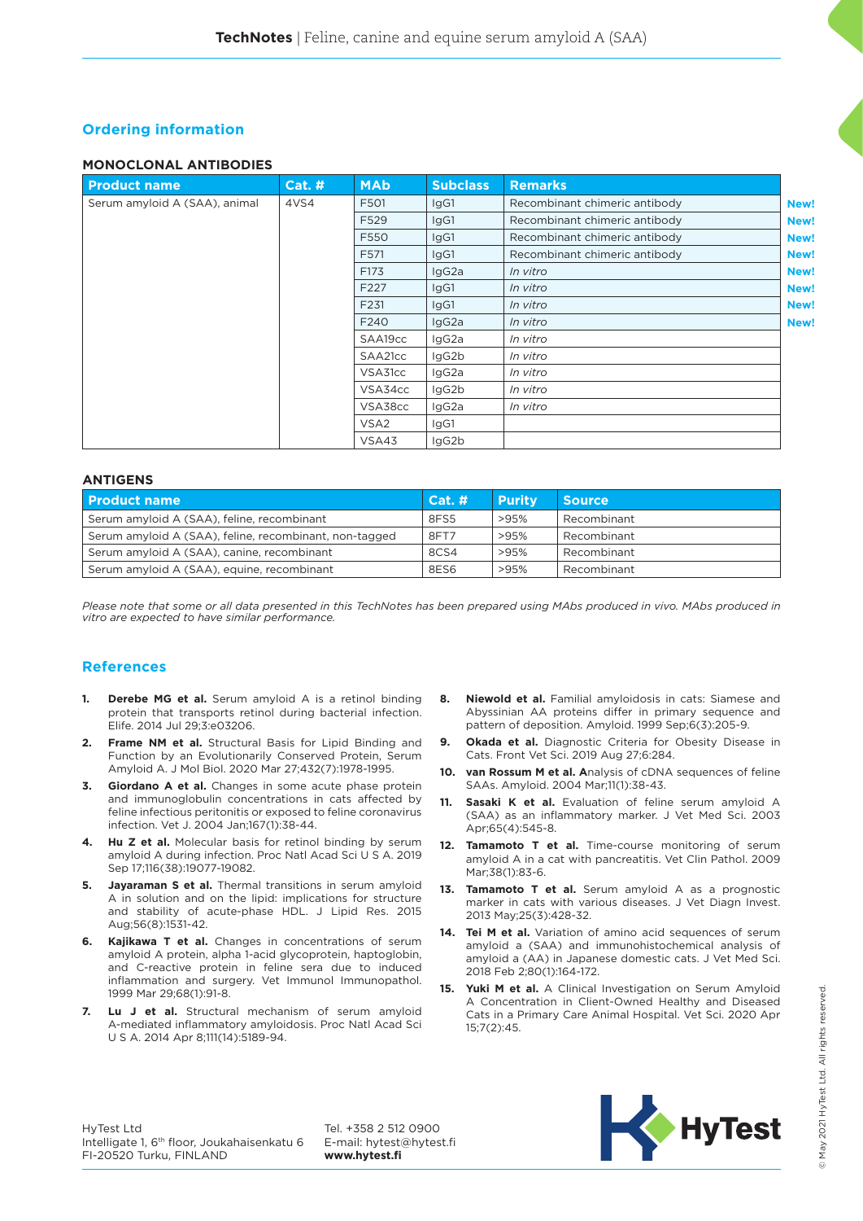## Ordering information

### MONOCLONAL ANTIBODIES

| Product name | Cat. # | MAb | Subclass | Remarks | |
|---|---|---|---|---|---|
| Serum amyloid A (SAA), animal | 4VS4 | F501 | IgG1 | Recombinant chimeric antibody | New! |
| | | F529 | IgG1 | Recombinant chimeric antibody | New! |
| | | F550 | IgG1 | Recombinant chimeric antibody | New! |
| | | F571 | IgG1 | Recombinant chimeric antibody | New! |
| | | F173 | IgG2a | *In vitro* | New! |
| | | F227 | IgG1 | *In vitro* | New! |
| | | F231 | IgG1 | *In vitro* | New! |
| | | F240 | IgG2a | *In vitro* | New! |
| | | SAA19cc | IgG2a | *In vitro* | |
| | | SAA21cc | IgG2b | *In vitro* | |
| | | VSA31cc | IgG2a | *In vitro* | |
| | | VSA34cc | IgG2b | *In vitro* | |
| | | VSA38cc | IgG2a | *In vitro* | |
| | | VSA2 | IgG1 | | |
| | | VSA43 | IgG2b | | |

### ANTIGENS

| Product name | Cat. # | Purity | Source |
|---|---|---|---|
| Serum amyloid A (SAA), feline, recombinant | 8FS5 | >95% | Recombinant |
| Serum amyloid A (SAA), feline, recombinant, non-tagged | 8FT7 | >95% | Recombinant |
| Serum amyloid A (SAA), canine, recombinant | 8CS4 | >95% | Recombinant |
| Serum amyloid A (SAA), equine, recombinant | 8ES6 | >95% | Recombinant |

*Please note that some or all data presented in this TechNotes has been prepared using MAbs produced in vivo. MAbs produced in vitro are expected to have similar performance.*

## References

1. **Derebe MG et al.** Serum amyloid A is a retinol binding protein that transports retinol during bacterial infection. Elife. 2014 Jul 29;3:e03206.
2. **Frame NM et al.** Structural Basis for Lipid Binding and Function by an Evolutionarily Conserved Protein, Serum Amyloid A. J Mol Biol. 2020 Mar 27;432(7):1978-1995.
3. **Giordano A et al.** Changes in some acute phase protein and immunoglobulin concentrations in cats affected by feline infectious peritonitis or exposed to feline coronavirus infection. Vet J. 2004 Jan;167(1):38-44.
4. **Hu Z et al.** Molecular basis for retinol binding by serum amyloid A during infection. Proc Natl Acad Sci U S A. 2019 Sep 17;116(38):19077-19082.
5. **Jayaraman S et al.** Thermal transitions in serum amyloid A in solution and on the lipid: implications for structure and stability of acute-phase HDL. J Lipid Res. 2015 Aug;56(8):1531-42.
6. **Kajikawa T et al.** Changes in concentrations of serum amyloid A protein, alpha 1-acid glycoprotein, haptoglobin, and C-reactive protein in feline sera due to induced inflammation and surgery. Vet Immunol Immunopathol. 1999 Mar 29;68(1):91-8.
7. **Lu J et al.** Structural mechanism of serum amyloid A-mediated inflammatory amyloidosis. Proc Natl Acad Sci U S A. 2014 Apr 8;111(14):5189-94.
8. **Niewold et al.** Familial amyloidosis in cats: Siamese and Abyssinian AA proteins differ in primary sequence and pattern of deposition. Amyloid. 1999 Sep;6(3):205-9.
9. **Okada et al.** Diagnostic Criteria for Obesity Disease in Cats. Front Vet Sci. 2019 Aug 27;6:284.
10. **van Rossum M et al. A**nalysis of cDNA sequences of feline SAAs. Amyloid. 2004 Mar;11(1):38-43.
11. **Sasaki K et al.** Evaluation of feline serum amyloid A (SAA) as an inflammatory marker. J Vet Med Sci. 2003 Apr;65(4):545-8.
12. **Tamamoto T et al.** Time-course monitoring of serum amyloid A in a cat with pancreatitis. Vet Clin Pathol. 2009 Mar;38(1):83-6.
13. **Tamamoto T et al.** Serum amyloid A as a prognostic marker in cats with various diseases. J Vet Diagn Invest. 2013 May;25(3):428-32.
14. **Tei M et al.** Variation of amino acid sequences of serum amyloid a (SAA) and immunohistochemical analysis of amyloid a (AA) in Japanese domestic cats. J Vet Med Sci. 2018 Feb 2;80(1):164-172.
15. **Yuki M et al.** A Clinical Investigation on Serum Amyloid A Concentration in Client-Owned Healthy and Diseased Cats in a Primary Care Animal Hospital. Vet Sci. 2020 Apr 15;7(2):45.

HyTest Ltd
Intelligate 1, 6th floor, Joukahaisenkatu 6
FI-20520 Turku, FINLAND

Tel. +358 2 512 0900
E-mail: hytest@hytest.fi
**www.hytest.fi**

© May 2021 HyTest Ltd. All rights reserved.